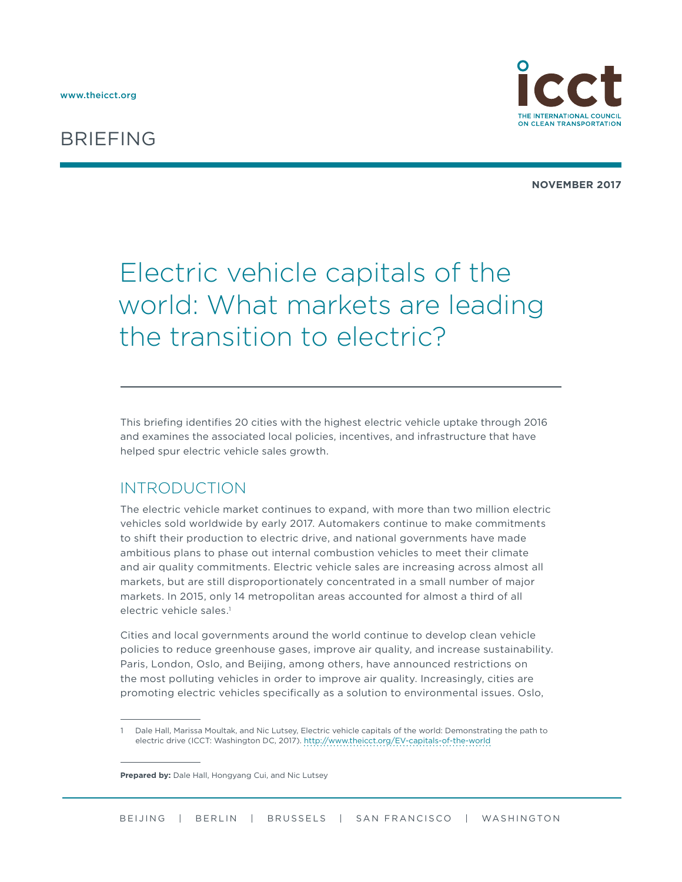www.theicct.org

# BRIEFING

**NOVEMBER 2017**

# Electric vehicle capitals of the world: What markets are leading the transition to electric?

This briefing identifies 20 cities with the highest electric vehicle uptake through 2016 and examines the associated local policies, incentives, and infrastructure that have helped spur electric vehicle sales growth.

## INTRODUCTION

The electric vehicle market continues to expand, with more than two million electric vehicles sold worldwide by early 2017. Automakers continue to make commitments to shift their production to electric drive, and national governments have made ambitious plans to phase out internal combustion vehicles to meet their climate and air quality commitments. Electric vehicle sales are increasing across almost all markets, but are still disproportionately concentrated in a small number of major markets. In 2015, only 14 metropolitan areas accounted for almost a third of all electric vehicle sales.[1]

Cities and local governments around the world continue to develop clean vehicle policies to reduce greenhouse gases, improve air quality, and increase sustainability. Paris, London, Oslo, and Beijing, among others, have announced restrictions on the most polluting vehicles in order to improve air quality. Increasingly, cities are promoting electric vehicles specifically as a solution to environmental issues. Oslo,

1 Dale Hall, Marissa Moultak, and Nic Lutsey, Electric vehicle capitals of the world: Demonstrating the path to electric drive (ICCT: Washington DC, 2017). http://www.theicct.org/EV-capitals-of-the-world

**Prepared by:** Dale Hall, Hongyang Cui, and Nic Lutsey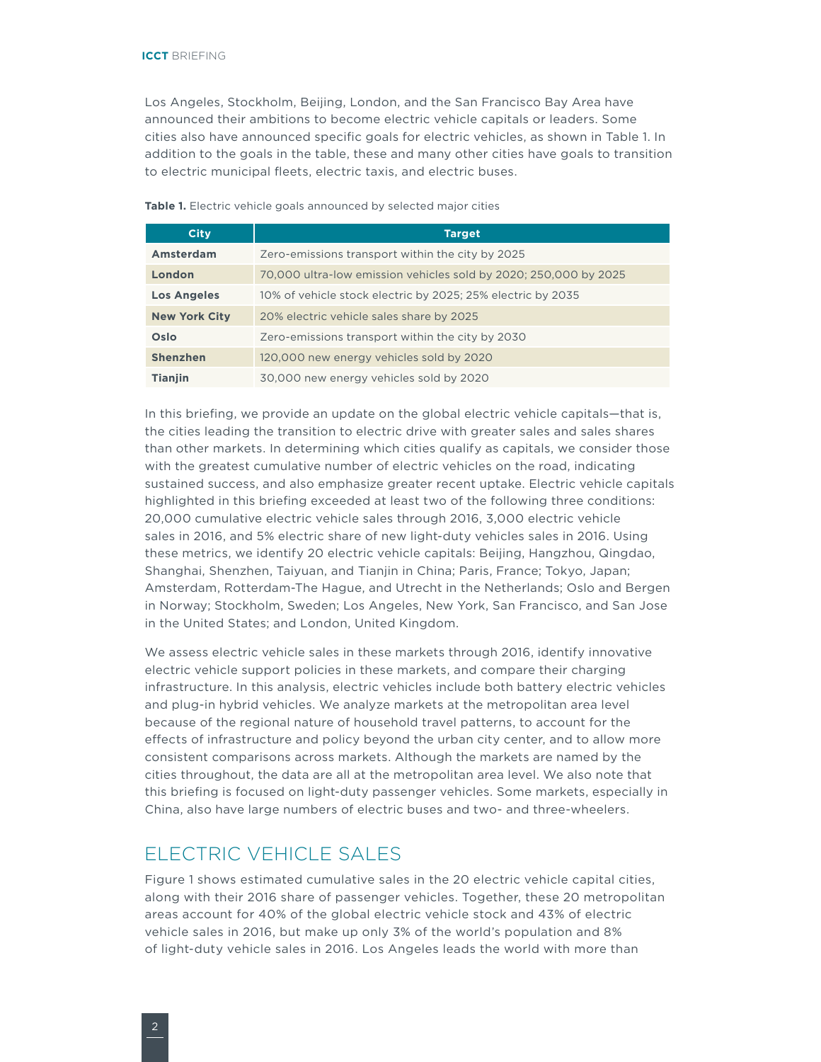Los Angeles, Stockholm, Beijing, London, and the San Francisco Bay Area have announced their ambitions to become electric vehicle capitals or leaders. Some cities also have announced specific goals for electric vehicles, as shown in Table 1. In addition to the goals in the table, these and many other cities have goals to transition to electric municipal fleets, electric taxis, and electric buses.

**Table 1.** Electric vehicle goals announced by selected major cities

| City | Target |
| --- | --- |
| **Amsterdam** | Zero-emissions transport within the city by 2025 |
| **London** | 70,000 ultra-low emission vehicles sold by 2020; 250,000 by 2025 |
| **Los Angeles** | 10% of vehicle stock electric by 2025; 25% electric by 2035 |
| **New York City** | 20% electric vehicle sales share by 2025 |
| **Oslo** | Zero-emissions transport within the city by 2030 |
| **Shenzhen** | 120,000 new energy vehicles sold by 2020 |
| **Tianjin** | 30,000 new energy vehicles sold by 2020 |

In this briefing, we provide an update on the global electric vehicle capitals—that is, the cities leading the transition to electric drive with greater sales and sales shares than other markets. In determining which cities qualify as capitals, we consider those with the greatest cumulative number of electric vehicles on the road, indicating sustained success, and also emphasize greater recent uptake. Electric vehicle capitals highlighted in this briefing exceeded at least two of the following three conditions: 20,000 cumulative electric vehicle sales through 2016, 3,000 electric vehicle sales in 2016, and 5% electric share of new light-duty vehicles sales in 2016. Using these metrics, we identify 20 electric vehicle capitals: Beijing, Hangzhou, Qingdao, Shanghai, Shenzhen, Taiyuan, and Tianjin in China; Paris, France; Tokyo, Japan; Amsterdam, Rotterdam-The Hague, and Utrecht in the Netherlands; Oslo and Bergen in Norway; Stockholm, Sweden; Los Angeles, New York, San Francisco, and San Jose in the United States; and London, United Kingdom.

We assess electric vehicle sales in these markets through 2016, identify innovative electric vehicle support policies in these markets, and compare their charging infrastructure. In this analysis, electric vehicles include both battery electric vehicles and plug-in hybrid vehicles. We analyze markets at the metropolitan area level because of the regional nature of household travel patterns, to account for the effects of infrastructure and policy beyond the urban city center, and to allow more consistent comparisons across markets. Although the markets are named by the cities throughout, the data are all at the metropolitan area level. We also note that this briefing is focused on light-duty passenger vehicles. Some markets, especially in China, also have large numbers of electric buses and two- and three-wheelers.

## ELECTRIC VEHICLE SALES

Figure 1 shows estimated cumulative sales in the 20 electric vehicle capital cities, along with their 2016 share of passenger vehicles. Together, these 20 metropolitan areas account for 40% of the global electric vehicle stock and 43% of electric vehicle sales in 2016, but make up only 3% of the world's population and 8% of light-duty vehicle sales in 2016. Los Angeles leads the world with more than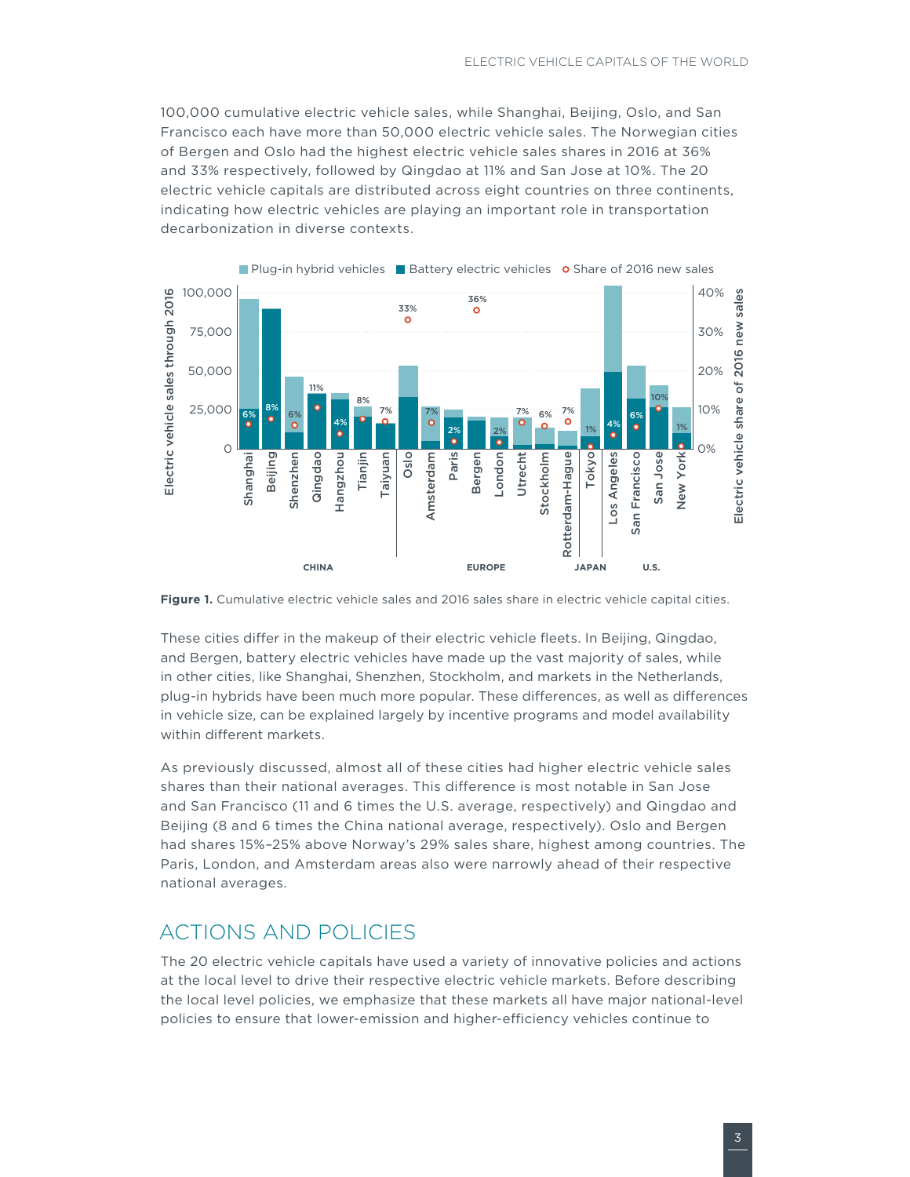100,000 cumulative electric vehicle sales, while Shanghai, Beijing, Oslo, and San Francisco each have more than 50,000 electric vehicle sales. The Norwegian cities of Bergen and Oslo had the highest electric vehicle sales shares in 2016 at 36% and 33% respectively, followed by Qingdao at 11% and San Jose at 10%. The 20 electric vehicle capitals are distributed across eight countries on three continents, indicating how electric vehicles are playing an important role in transportation decarbonization in diverse contexts.

**Figure 1.** Cumulative electric vehicle sales and 2016 sales share in electric vehicle capital cities.

These cities differ in the makeup of their electric vehicle fleets. In Beijing, Qingdao, and Bergen, battery electric vehicles have made up the vast majority of sales, while in other cities, like Shanghai, Shenzhen, Stockholm, and markets in the Netherlands, plug-in hybrids have been much more popular. These differences, as well as differences in vehicle size, can be explained largely by incentive programs and model availability within different markets.

As previously discussed, almost all of these cities had higher electric vehicle sales shares than their national averages. This difference is most notable in San Jose and San Francisco (11 and 6 times the U.S. average, respectively) and Qingdao and Beijing (8 and 6 times the China national average, respectively). Oslo and Bergen had shares 15%–25% above Norway's 29% sales share, highest among countries. The Paris, London, and Amsterdam areas also were narrowly ahead of their respective national averages.

## ACTIONS AND POLICIES

The 20 electric vehicle capitals have used a variety of innovative policies and actions at the local level to drive their respective electric vehicle markets. Before describing the local level policies, we emphasize that these markets all have major national-level policies to ensure that lower-emission and higher-efficiency vehicles continue to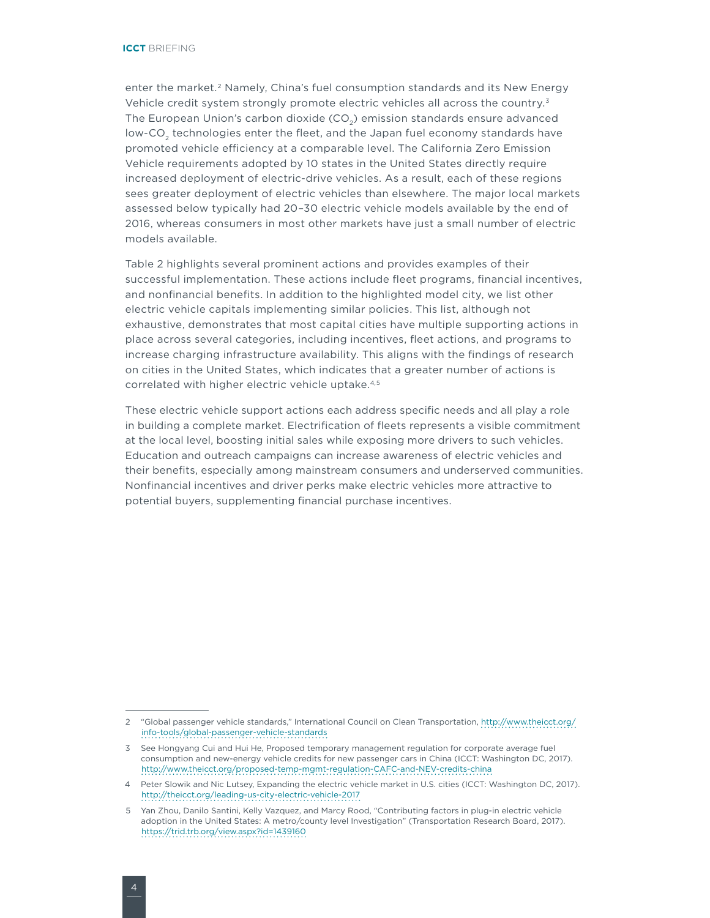enter the market.[2] Namely, China's fuel consumption standards and its New Energy Vehicle credit system strongly promote electric vehicles all across the country.[3] The European Union's carbon dioxide ($CO_2$) emission standards ensure advanced low-$CO_2$ technologies enter the fleet, and the Japan fuel economy standards have promoted vehicle efficiency at a comparable level. The California Zero Emission Vehicle requirements adopted by 10 states in the United States directly require increased deployment of electric-drive vehicles. As a result, each of these regions sees greater deployment of electric vehicles than elsewhere. The major local markets assessed below typically had 20–30 electric vehicle models available by the end of 2016, whereas consumers in most other markets have just a small number of electric models available.

Table 2 highlights several prominent actions and provides examples of their successful implementation. These actions include fleet programs, financial incentives, and nonfinancial benefits. In addition to the highlighted model city, we list other electric vehicle capitals implementing similar policies. This list, although not exhaustive, demonstrates that most capital cities have multiple supporting actions in place across several categories, including incentives, fleet actions, and programs to increase charging infrastructure availability. This aligns with the findings of research on cities in the United States, which indicates that a greater number of actions is correlated with higher electric vehicle uptake.[4,5]

These electric vehicle support actions each address specific needs and all play a role in building a complete market. Electrification of fleets represents a visible commitment at the local level, boosting initial sales while exposing more drivers to such vehicles. Education and outreach campaigns can increase awareness of electric vehicles and their benefits, especially among mainstream consumers and underserved communities. Nonfinancial incentives and driver perks make electric vehicles more attractive to potential buyers, supplementing financial purchase incentives.

---

2 "Global passenger vehicle standards," International Council on Clean Transportation, http://www.theicct.org/info-tools/global-passenger-vehicle-standards

3 See Hongyang Cui and Hui He, Proposed temporary management regulation for corporate average fuel consumption and new-energy vehicle credits for new passenger cars in China (ICCT: Washington DC, 2017). http://www.theicct.org/proposed-temp-mgmt-regulation-CAFC-and-NEV-credits-china

4 Peter Slowik and Nic Lutsey, Expanding the electric vehicle market in U.S. cities (ICCT: Washington DC, 2017). http://theicct.org/leading-us-city-electric-vehicle-2017

5 Yan Zhou, Danilo Santini, Kelly Vazquez, and Marcy Rood, "Contributing factors in plug-in electric vehicle adoption in the United States: A metro/county level Investigation" (Transportation Research Board, 2017). https://trid.trb.org/view.aspx?id=1439160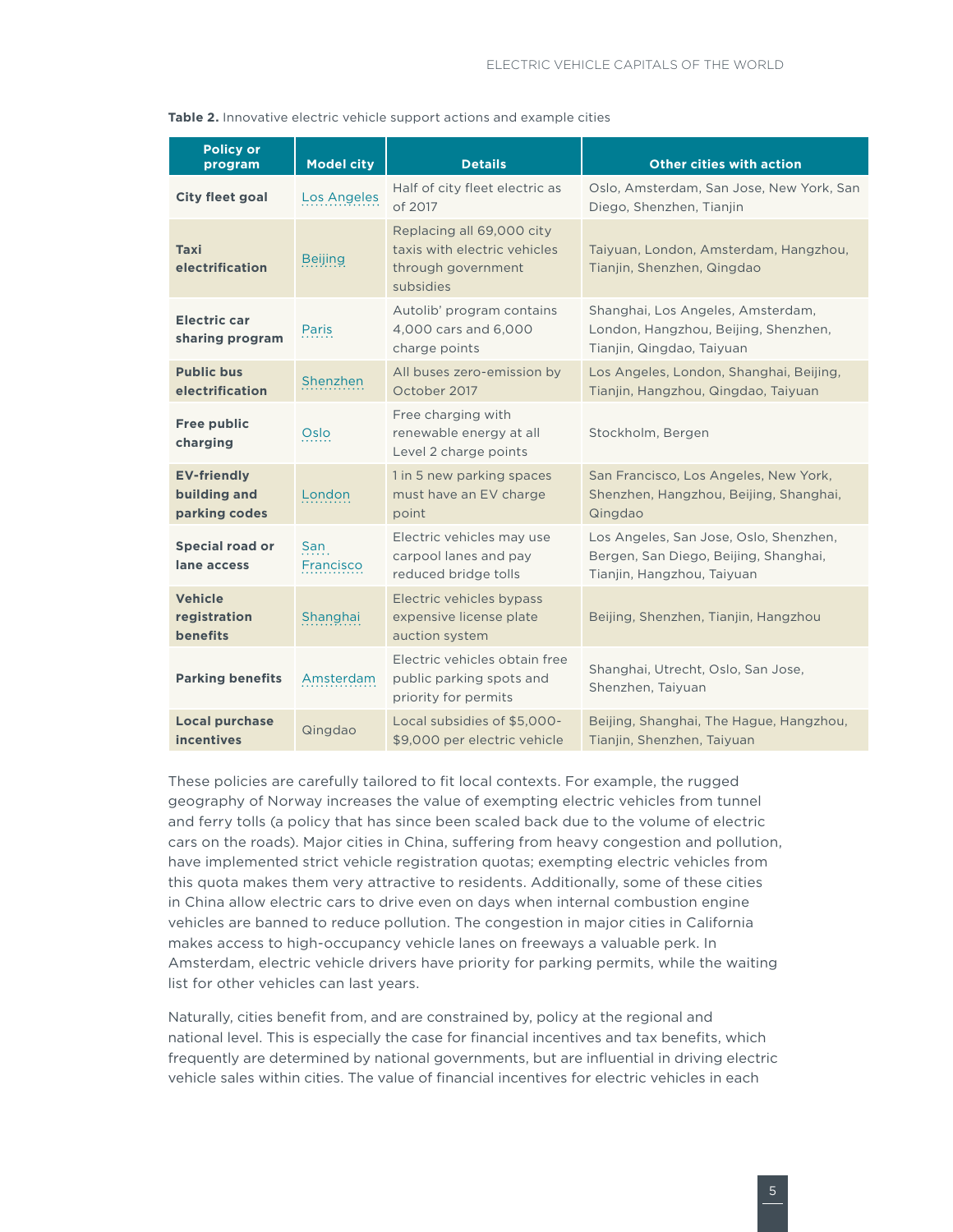**Table 2.** Innovative electric vehicle support actions and example cities

| Policy or program | Model city | Details | Other cities with action |
|---|---|---|---|
| **City fleet goal** | Los Angeles | Half of city fleet electric as of 2017 | Oslo, Amsterdam, San Jose, New York, San Diego, Shenzhen, Tianjin |
| **Taxi electrification** | Beijing | Replacing all 69,000 city taxis with electric vehicles through government subsidies | Taiyuan, London, Amsterdam, Hangzhou, Tianjin, Shenzhen, Qingdao |
| **Electric car sharing program** | Paris | Autolib' program contains 4,000 cars and 6,000 charge points | Shanghai, Los Angeles, Amsterdam, London, Hangzhou, Beijing, Shenzhen, Tianjin, Qingdao, Taiyuan |
| **Public bus electrification** | Shenzhen | All buses zero-emission by October 2017 | Los Angeles, London, Shanghai, Beijing, Tianjin, Hangzhou, Qingdao, Taiyuan |
| **Free public charging** | Oslo | Free charging with renewable energy at all Level 2 charge points | Stockholm, Bergen |
| **EV-friendly building and parking codes** | London | 1 in 5 new parking spaces must have an EV charge point | San Francisco, Los Angeles, New York, Shenzhen, Hangzhou, Beijing, Shanghai, Qingdao |
| **Special road or lane access** | San Francisco | Electric vehicles may use carpool lanes and pay reduced bridge tolls | Los Angeles, San Jose, Oslo, Shenzhen, Bergen, San Diego, Beijing, Shanghai, Tianjin, Hangzhou, Taiyuan |
| **Vehicle registration benefits** | Shanghai | Electric vehicles bypass expensive license plate auction system | Beijing, Shenzhen, Tianjin, Hangzhou |
| **Parking benefits** | Amsterdam | Electric vehicles obtain free public parking spots and priority for permits | Shanghai, Utrecht, Oslo, San Jose, Shenzhen, Taiyuan |
| **Local purchase incentives** | Qingdao | Local subsidies of $5,000-$9,000 per electric vehicle | Beijing, Shanghai, The Hague, Hangzhou, Tianjin, Shenzhen, Taiyuan |

These policies are carefully tailored to fit local contexts. For example, the rugged geography of Norway increases the value of exempting electric vehicles from tunnel and ferry tolls (a policy that has since been scaled back due to the volume of electric cars on the roads). Major cities in China, suffering from heavy congestion and pollution, have implemented strict vehicle registration quotas; exempting electric vehicles from this quota makes them very attractive to residents. Additionally, some of these cities in China allow electric cars to drive even on days when internal combustion engine vehicles are banned to reduce pollution. The congestion in major cities in California makes access to high-occupancy vehicle lanes on freeways a valuable perk. In Amsterdam, electric vehicle drivers have priority for parking permits, while the waiting list for other vehicles can last years.

Naturally, cities benefit from, and are constrained by, policy at the regional and national level. This is especially the case for financial incentives and tax benefits, which frequently are determined by national governments, but are influential in driving electric vehicle sales within cities. The value of financial incentives for electric vehicles in each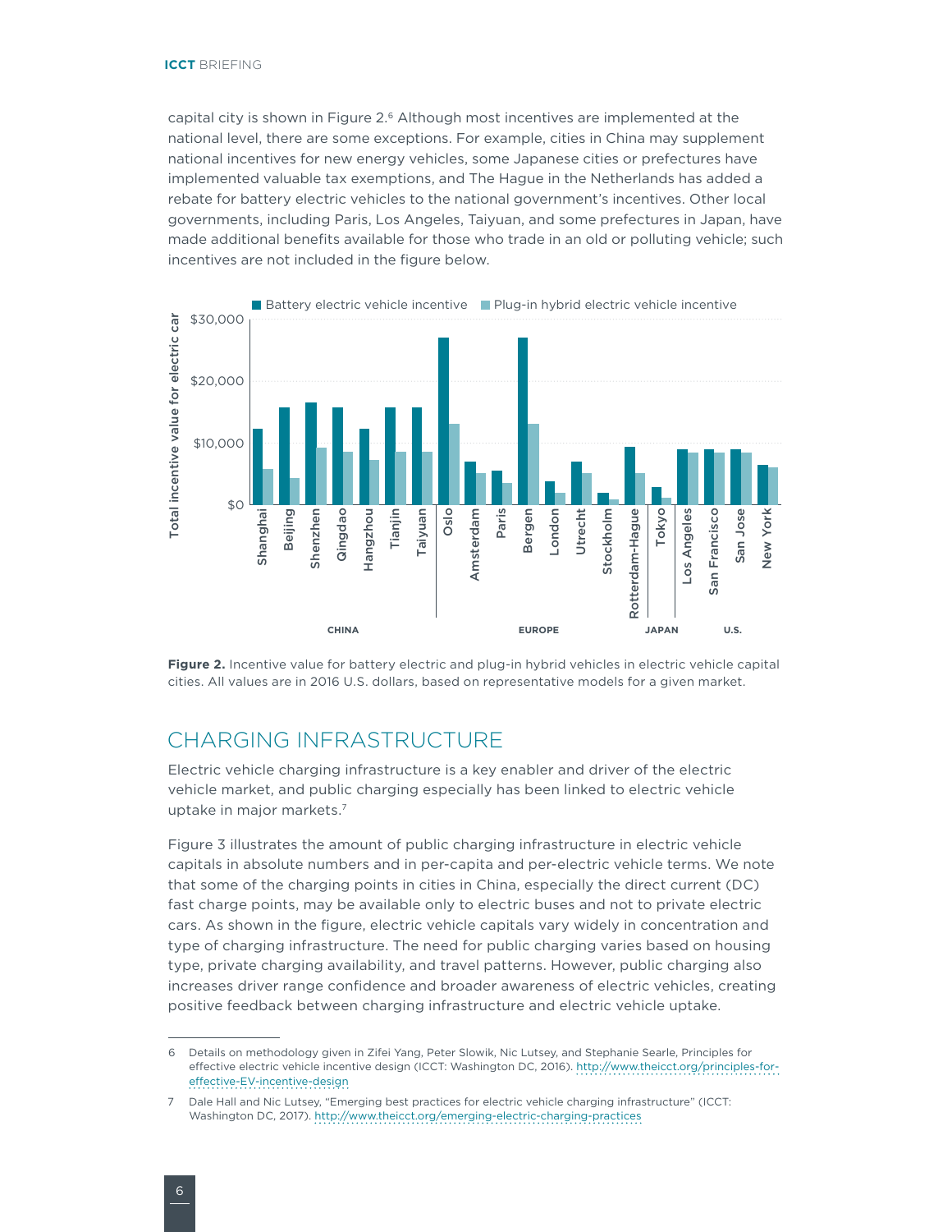capital city is shown in Figure 2.[6] Although most incentives are implemented at the national level, there are some exceptions. For example, cities in China may supplement national incentives for new energy vehicles, some Japanese cities or prefectures have implemented valuable tax exemptions, and The Hague in the Netherlands has added a rebate for battery electric vehicles to the national government's incentives. Other local governments, including Paris, Los Angeles, Taiyuan, and some prefectures in Japan, have made additional benefits available for those who trade in an old or polluting vehicle; such incentives are not included in the figure below.

**Figure 2.** Incentive value for battery electric and plug-in hybrid vehicles in electric vehicle capital cities. All values are in 2016 U.S. dollars, based on representative models for a given market.

## CHARGING INFRASTRUCTURE

Electric vehicle charging infrastructure is a key enabler and driver of the electric vehicle market, and public charging especially has been linked to electric vehicle uptake in major markets.[7]

Figure 3 illustrates the amount of public charging infrastructure in electric vehicle capitals in absolute numbers and in per-capita and per-electric vehicle terms. We note that some of the charging points in cities in China, especially the direct current (DC) fast charge points, may be available only to electric buses and not to private electric cars. As shown in the figure, electric vehicle capitals vary widely in concentration and type of charging infrastructure. The need for public charging varies based on housing type, private charging availability, and travel patterns. However, public charging also increases driver range confidence and broader awareness of electric vehicles, creating positive feedback between charging infrastructure and electric vehicle uptake.

---

6 Details on methodology given in Zifei Yang, Peter Slowik, Nic Lutsey, and Stephanie Searle, Principles for effective electric vehicle incentive design (ICCT: Washington DC, 2016). http://www.theicct.org/principles-for-effective-EV-incentive-design

7 Dale Hall and Nic Lutsey, "Emerging best practices for electric vehicle charging infrastructure" (ICCT: Washington DC, 2017). http://www.theicct.org/emerging-electric-charging-practices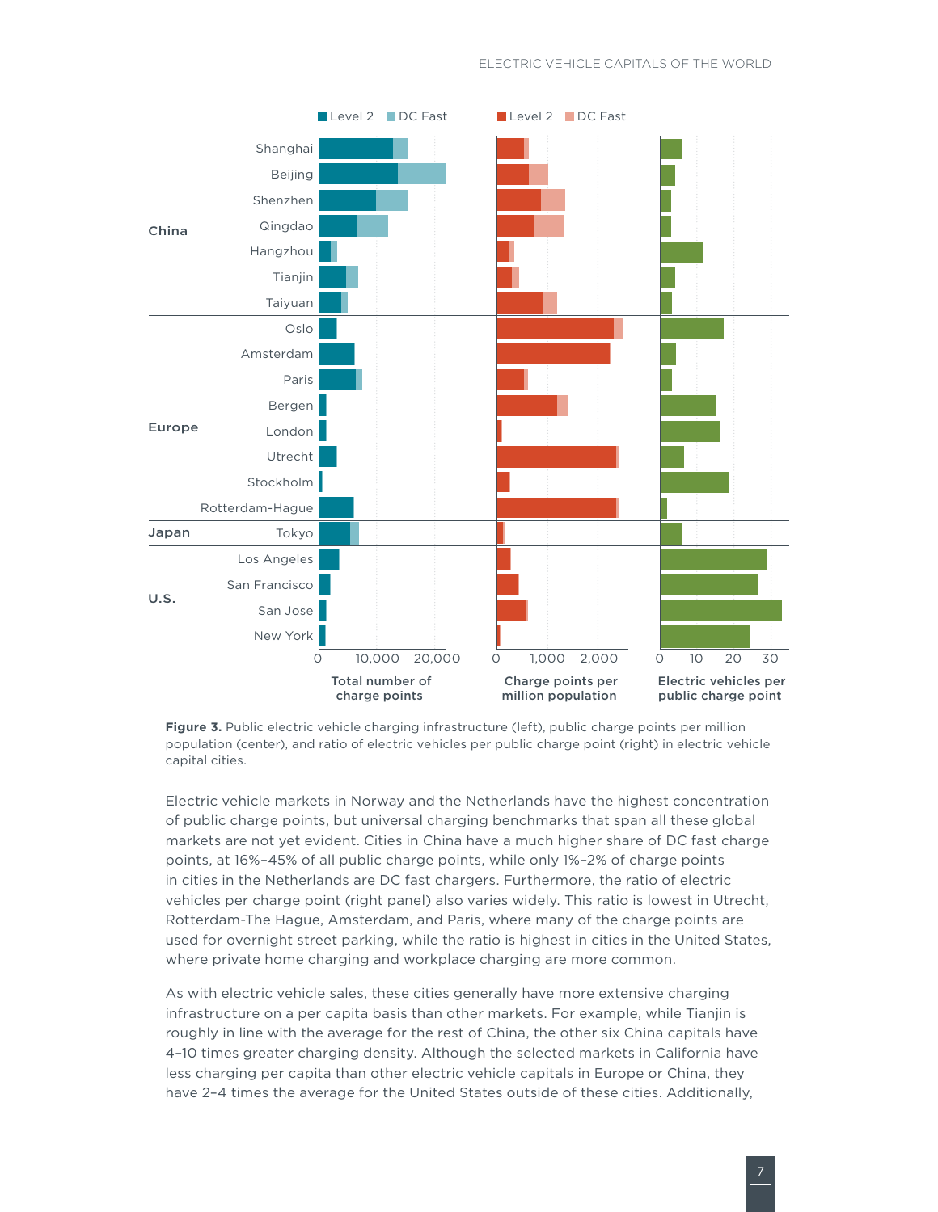**Figure 3.** Public electric vehicle charging infrastructure (left), public charge points per million population (center), and ratio of electric vehicles per public charge point (right) in electric vehicle capital cities.

Electric vehicle markets in Norway and the Netherlands have the highest concentration of public charge points, but universal charging benchmarks that span all these global markets are not yet evident. Cities in China have a much higher share of DC fast charge points, at 16%–45% of all public charge points, while only 1%–2% of charge points in cities in the Netherlands are DC fast chargers. Furthermore, the ratio of electric vehicles per charge point (right panel) also varies widely. This ratio is lowest in Utrecht, Rotterdam-The Hague, Amsterdam, and Paris, where many of the charge points are used for overnight street parking, while the ratio is highest in cities in the United States, where private home charging and workplace charging are more common.

As with electric vehicle sales, these cities generally have more extensive charging infrastructure on a per capita basis than other markets. For example, while Tianjin is roughly in line with the average for the rest of China, the other six China capitals have 4–10 times greater charging density. Although the selected markets in California have less charging per capita than other electric vehicle capitals in Europe or China, they have 2–4 times the average for the United States outside of these cities. Additionally,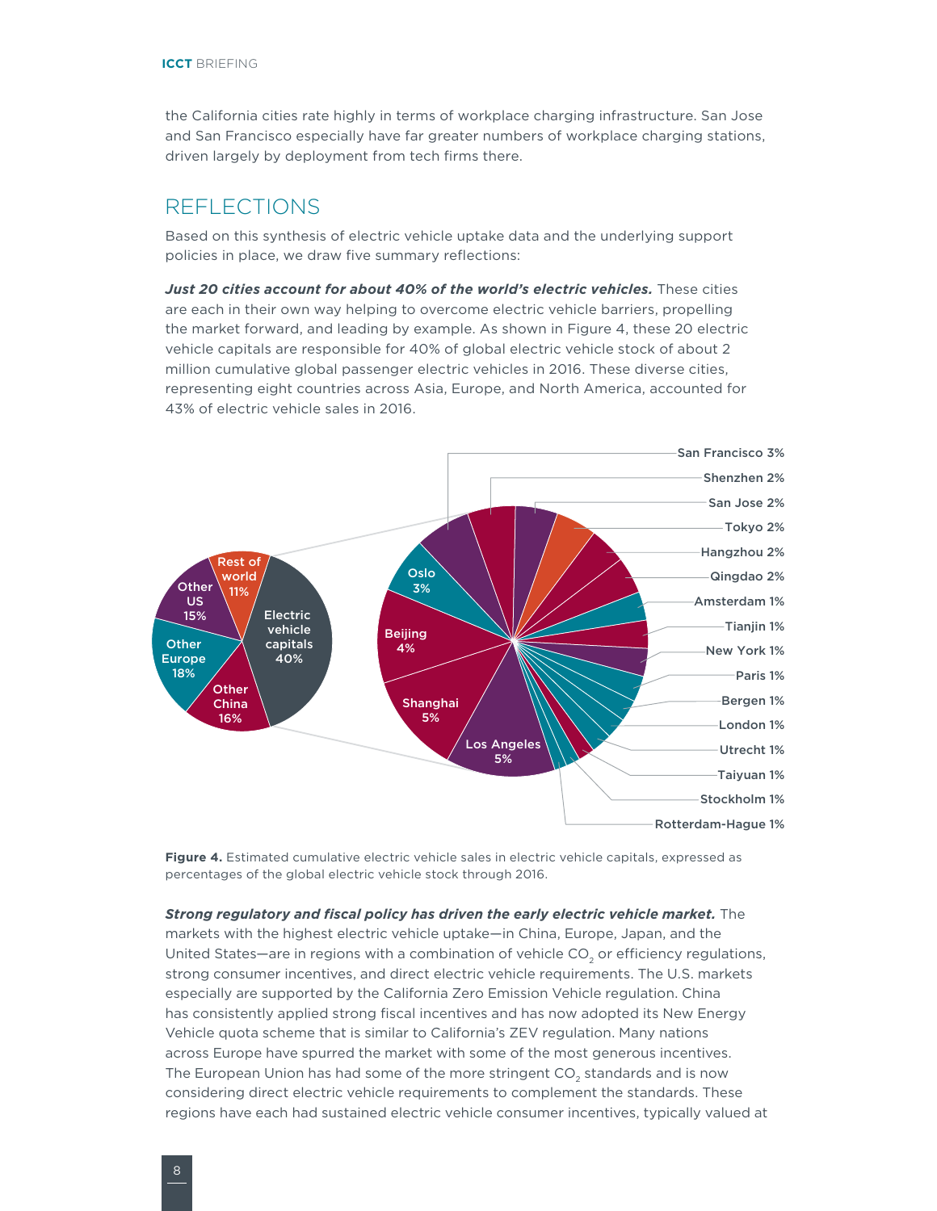the California cities rate highly in terms of workplace charging infrastructure. San Jose and San Francisco especially have far greater numbers of workplace charging stations, driven largely by deployment from tech firms there.

## REFLECTIONS

Based on this synthesis of electric vehicle uptake data and the underlying support policies in place, we draw five summary reflections:

***Just 20 cities account for about 40% of the world's electric vehicles.*** These cities are each in their own way helping to overcome electric vehicle barriers, propelling the market forward, and leading by example. As shown in Figure 4, these 20 electric vehicle capitals are responsible for 40% of global electric vehicle stock of about 2 million cumulative global passenger electric vehicles in 2016. These diverse cities, representing eight countries across Asia, Europe, and North America, accounted for 43% of electric vehicle sales in 2016.

**Figure 4.** Estimated cumulative electric vehicle sales in electric vehicle capitals, expressed as percentages of the global electric vehicle stock through 2016.

***Strong regulatory and fiscal policy has driven the early electric vehicle market.*** The markets with the highest electric vehicle uptake—in China, Europe, Japan, and the United States—are in regions with a combination of vehicle $CO_2$ or efficiency regulations, strong consumer incentives, and direct electric vehicle requirements. The U.S. markets especially are supported by the California Zero Emission Vehicle regulation. China has consistently applied strong fiscal incentives and has now adopted its New Energy Vehicle quota scheme that is similar to California's ZEV regulation. Many nations across Europe have spurred the market with some of the most generous incentives. The European Union has had some of the more stringent $CO_2$ standards and is now considering direct electric vehicle requirements to complement the standards. These regions have each had sustained electric vehicle consumer incentives, typically valued at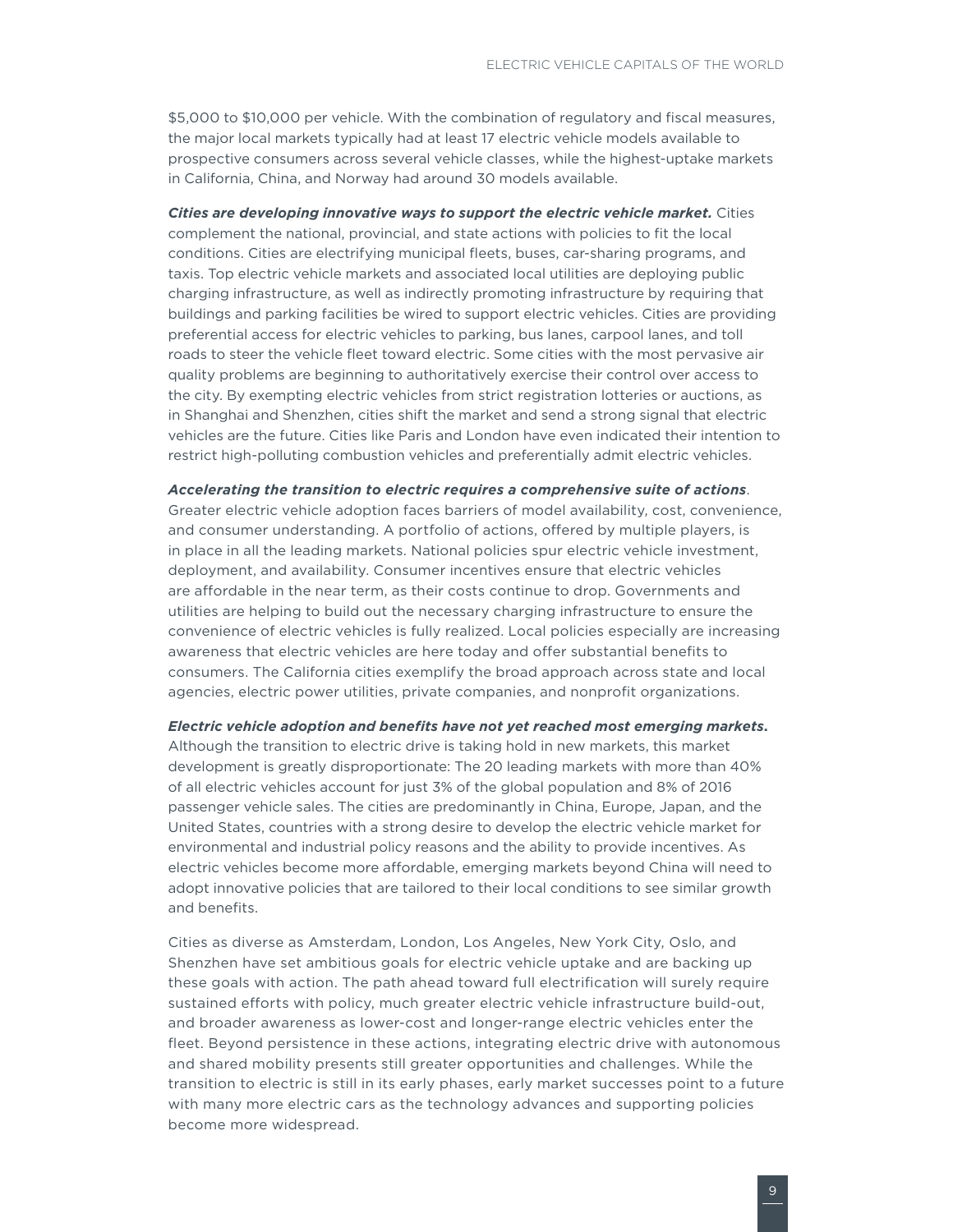$5,000 to $10,000 per vehicle. With the combination of regulatory and fiscal measures, the major local markets typically had at least 17 electric vehicle models available to prospective consumers across several vehicle classes, while the highest-uptake markets in California, China, and Norway had around 30 models available.

***Cities are developing innovative ways to support the electric vehicle market.*** Cities complement the national, provincial, and state actions with policies to fit the local conditions. Cities are electrifying municipal fleets, buses, car-sharing programs, and taxis. Top electric vehicle markets and associated local utilities are deploying public charging infrastructure, as well as indirectly promoting infrastructure by requiring that buildings and parking facilities be wired to support electric vehicles. Cities are providing preferential access for electric vehicles to parking, bus lanes, carpool lanes, and toll roads to steer the vehicle fleet toward electric. Some cities with the most pervasive air quality problems are beginning to authoritatively exercise their control over access to the city. By exempting electric vehicles from strict registration lotteries or auctions, as in Shanghai and Shenzhen, cities shift the market and send a strong signal that electric vehicles are the future. Cities like Paris and London have even indicated their intention to restrict high-polluting combustion vehicles and preferentially admit electric vehicles.

***Accelerating the transition to electric requires a comprehensive suite of actions***. Greater electric vehicle adoption faces barriers of model availability, cost, convenience, and consumer understanding. A portfolio of actions, offered by multiple players, is in place in all the leading markets. National policies spur electric vehicle investment, deployment, and availability. Consumer incentives ensure that electric vehicles are affordable in the near term, as their costs continue to drop. Governments and utilities are helping to build out the necessary charging infrastructure to ensure the convenience of electric vehicles is fully realized. Local policies especially are increasing awareness that electric vehicles are here today and offer substantial benefits to consumers. The California cities exemplify the broad approach across state and local agencies, electric power utilities, private companies, and nonprofit organizations.

***Electric vehicle adoption and benefits have not yet reached most emerging markets.*** Although the transition to electric drive is taking hold in new markets, this market development is greatly disproportionate: The 20 leading markets with more than 40% of all electric vehicles account for just 3% of the global population and 8% of 2016 passenger vehicle sales. The cities are predominantly in China, Europe, Japan, and the United States, countries with a strong desire to develop the electric vehicle market for environmental and industrial policy reasons and the ability to provide incentives. As electric vehicles become more affordable, emerging markets beyond China will need to adopt innovative policies that are tailored to their local conditions to see similar growth and benefits.

Cities as diverse as Amsterdam, London, Los Angeles, New York City, Oslo, and Shenzhen have set ambitious goals for electric vehicle uptake and are backing up these goals with action. The path ahead toward full electrification will surely require sustained efforts with policy, much greater electric vehicle infrastructure build-out, and broader awareness as lower-cost and longer-range electric vehicles enter the fleet. Beyond persistence in these actions, integrating electric drive with autonomous and shared mobility presents still greater opportunities and challenges. While the transition to electric is still in its early phases, early market successes point to a future with many more electric cars as the technology advances and supporting policies become more widespread.